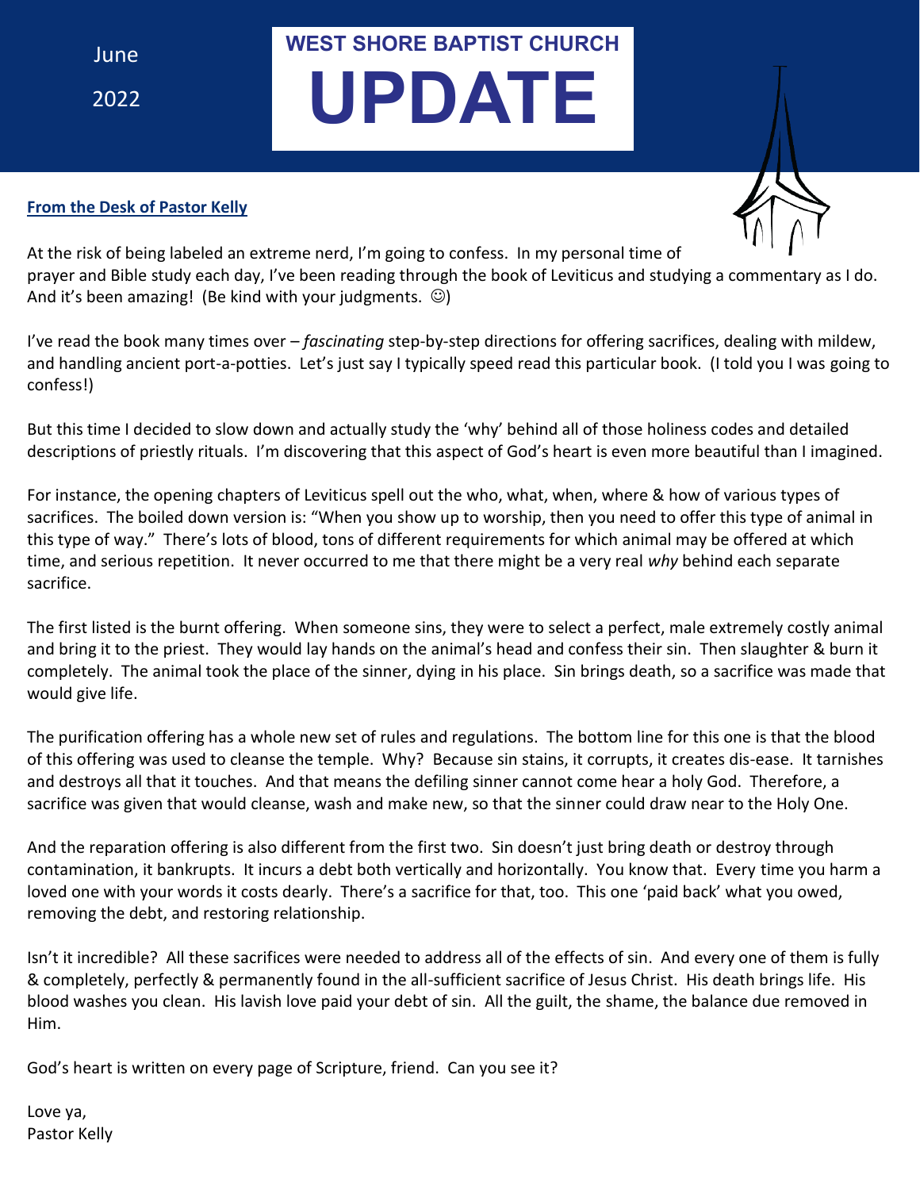June

2022

# WEST SHORE BAPTIST CHURCH

# UPDATE

**From the Desk of Pastor Kelly**

At the risk of being labeled an extreme nerd, I'm going to confess. In my personal time of prayer and Bible study each day, I've been reading through the book of Leviticus and studying a commentary as I do. And it's been amazing! (Be kind with your judgments. ☺)

I've read the book many times over – *fascinating* step-by-step directions for offering sacrifices, dealing with mildew, and handling ancient port-a-potties. Let's just say I typically speed read this particular book. (I told you I was going to confess!)

But this time I decided to slow down and actually study the 'why' behind all of those holiness codes and detailed descriptions of priestly rituals. I'm discovering that this aspect of God's heart is even more beautiful than I imagined.

For instance, the opening chapters of Leviticus spell out the who, what, when, where & how of various types of sacrifices. The boiled down version is: "When you show up to worship, then you need to offer this type of animal in this type of way." There's lots of blood, tons of different requirements for which animal may be offered at which time, and serious repetition. It never occurred to me that there might be a very real *why* behind each separate sacrifice.

The first listed is the burnt offering. When someone sins, they were to select a perfect, male extremely costly animal and bring it to the priest. They would lay hands on the animal's head and confess their sin. Then slaughter & burn it completely. The animal took the place of the sinner, dying in his place. Sin brings death, so a sacrifice was made that would give life.

The purification offering has a whole new set of rules and regulations. The bottom line for this one is that the blood of this offering was used to cleanse the temple. Why? Because sin stains, it corrupts, it creates dis-ease. It tarnishes and destroys all that it touches. And that means the defiling sinner cannot come hear a holy God. Therefore, a sacrifice was given that would cleanse, wash and make new, so that the sinner could draw near to the Holy One.

And the reparation offering is also different from the first two. Sin doesn't just bring death or destroy through contamination, it bankrupts. It incurs a debt both vertically and horizontally. You know that. Every time you harm a loved one with your words it costs dearly. There's a sacrifice for that, too. This one 'paid back' what you owed, removing the debt, and restoring relationship.

Isn't it incredible? All these sacrifices were needed to address all of the effects of sin. And every one of them is fully & completely, perfectly & permanently found in the all-sufficient sacrifice of Jesus Christ. His death brings life. His blood washes you clean. His lavish love paid your debt of sin. All the guilt, the shame, the balance due removed in Him.

God's heart is written on every page of Scripture, friend. Can you see it?

Love ya,
Pastor Kelly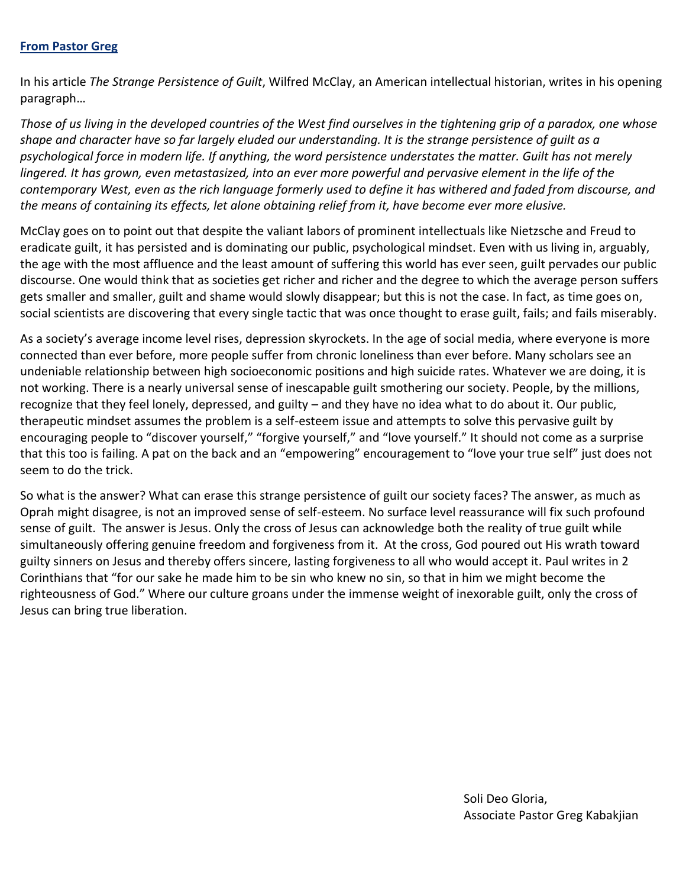## From Pastor Greg

In his article *The Strange Persistence of Guilt*, Wilfred McClay, an American intellectual historian, writes in his opening paragraph…

*Those of us living in the developed countries of the West find ourselves in the tightening grip of a paradox, one whose shape and character have so far largely eluded our understanding. It is the strange persistence of guilt as a psychological force in modern life. If anything, the word persistence understates the matter. Guilt has not merely lingered. It has grown, even metastasized, into an ever more powerful and pervasive element in the life of the contemporary West, even as the rich language formerly used to define it has withered and faded from discourse, and the means of containing its effects, let alone obtaining relief from it, have become ever more elusive.*

McClay goes on to point out that despite the valiant labors of prominent intellectuals like Nietzsche and Freud to eradicate guilt, it has persisted and is dominating our public, psychological mindset. Even with us living in, arguably, the age with the most affluence and the least amount of suffering this world has ever seen, guilt pervades our public discourse. One would think that as societies get richer and richer and the degree to which the average person suffers gets smaller and smaller, guilt and shame would slowly disappear; but this is not the case. In fact, as time goes on, social scientists are discovering that every single tactic that was once thought to erase guilt, fails; and fails miserably.

As a society's average income level rises, depression skyrockets. In the age of social media, where everyone is more connected than ever before, more people suffer from chronic loneliness than ever before. Many scholars see an undeniable relationship between high socioeconomic positions and high suicide rates. Whatever we are doing, it is not working. There is a nearly universal sense of inescapable guilt smothering our society. People, by the millions, recognize that they feel lonely, depressed, and guilty – and they have no idea what to do about it. Our public, therapeutic mindset assumes the problem is a self-esteem issue and attempts to solve this pervasive guilt by encouraging people to "discover yourself," "forgive yourself," and "love yourself." It should not come as a surprise that this too is failing. A pat on the back and an "empowering" encouragement to "love your true self" just does not seem to do the trick.

So what is the answer? What can erase this strange persistence of guilt our society faces? The answer, as much as Oprah might disagree, is not an improved sense of self-esteem. No surface level reassurance will fix such profound sense of guilt. The answer is Jesus. Only the cross of Jesus can acknowledge both the reality of true guilt while simultaneously offering genuine freedom and forgiveness from it. At the cross, God poured out His wrath toward guilty sinners on Jesus and thereby offers sincere, lasting forgiveness to all who would accept it. Paul writes in 2 Corinthians that "for our sake he made him to be sin who knew no sin, so that in him we might become the righteousness of God." Where our culture groans under the immense weight of inexorable guilt, only the cross of Jesus can bring true liberation.

Soli Deo Gloria,
Associate Pastor Greg Kabakjian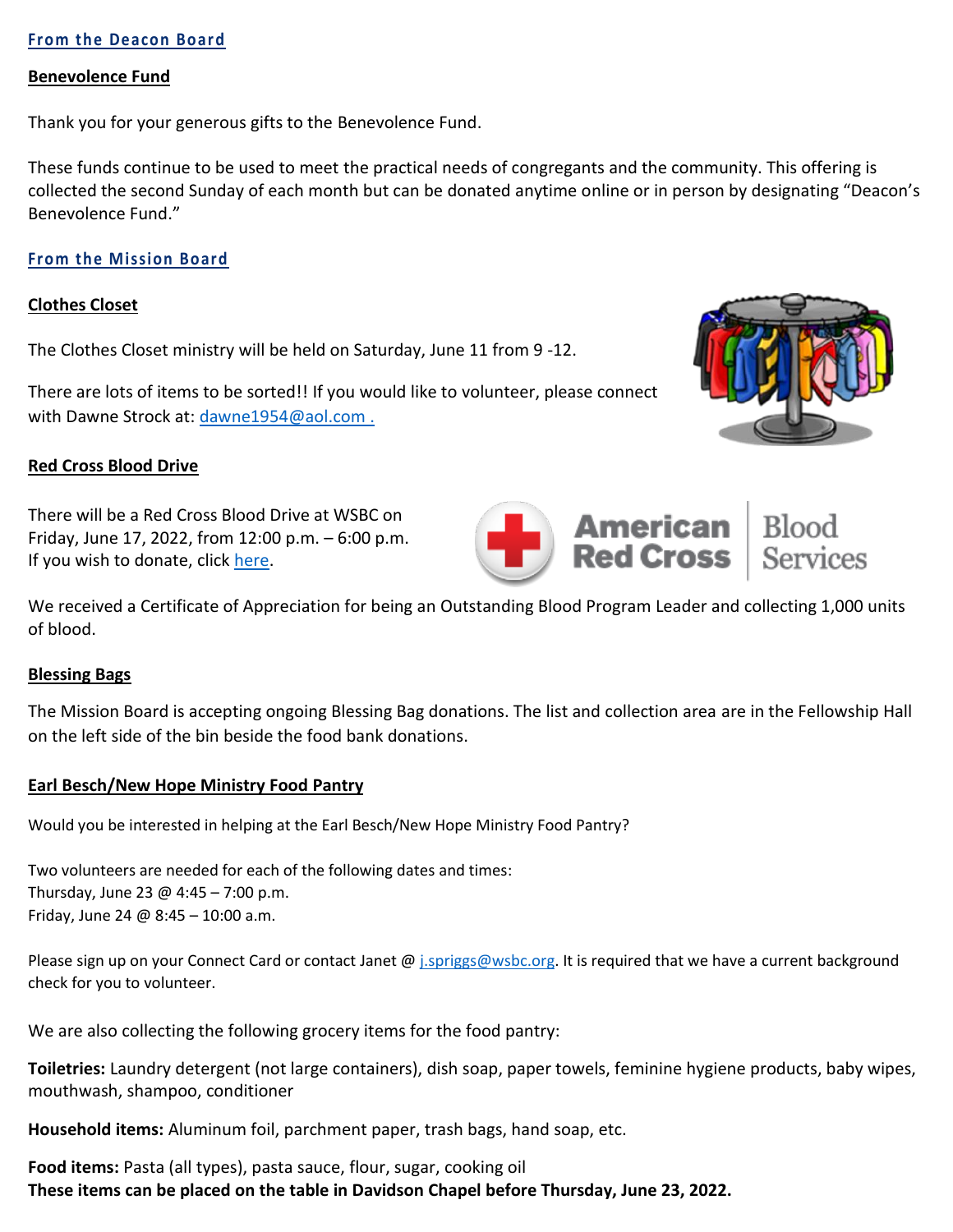## From the Deacon Board

### Benevolence Fund

Thank you for your generous gifts to the Benevolence Fund.

These funds continue to be used to meet the practical needs of congregants and the community. This offering is collected the second Sunday of each month but can be donated anytime online or in person by designating "Deacon's Benevolence Fund."

## From the Mission Board

### Clothes Closet

The Clothes Closet ministry will be held on Saturday, June 11 from 9 -12.

There are lots of items to be sorted!! If you would like to volunteer, please connect with Dawne Strock at: dawne1954@aol.com .

### Red Cross Blood Drive

There will be a Red Cross Blood Drive at WSBC on Friday, June 17, 2022, from 12:00 p.m. – 6:00 p.m. If you wish to donate, click here.

We received a Certificate of Appreciation for being an Outstanding Blood Program Leader and collecting 1,000 units of blood.

### Blessing Bags

The Mission Board is accepting ongoing Blessing Bag donations. The list and collection area are in the Fellowship Hall on the left side of the bin beside the food bank donations.

### Earl Besch/New Hope Ministry Food Pantry

Would you be interested in helping at the Earl Besch/New Hope Ministry Food Pantry?

Two volunteers are needed for each of the following dates and times:
Thursday, June 23 @ 4:45 – 7:00 p.m.
Friday, June 24 @ 8:45 – 10:00 a.m.

Please sign up on your Connect Card or contact Janet @ j.spriggs@wsbc.org. It is required that we have a current background check for you to volunteer.

We are also collecting the following grocery items for the food pantry:

**Toiletries:** Laundry detergent (not large containers), dish soap, paper towels, feminine hygiene products, baby wipes, mouthwash, shampoo, conditioner

**Household items:** Aluminum foil, parchment paper, trash bags, hand soap, etc.

**Food items:** Pasta (all types), pasta sauce, flour, sugar, cooking oil
**These items can be placed on the table in Davidson Chapel before Thursday, June 23, 2022.**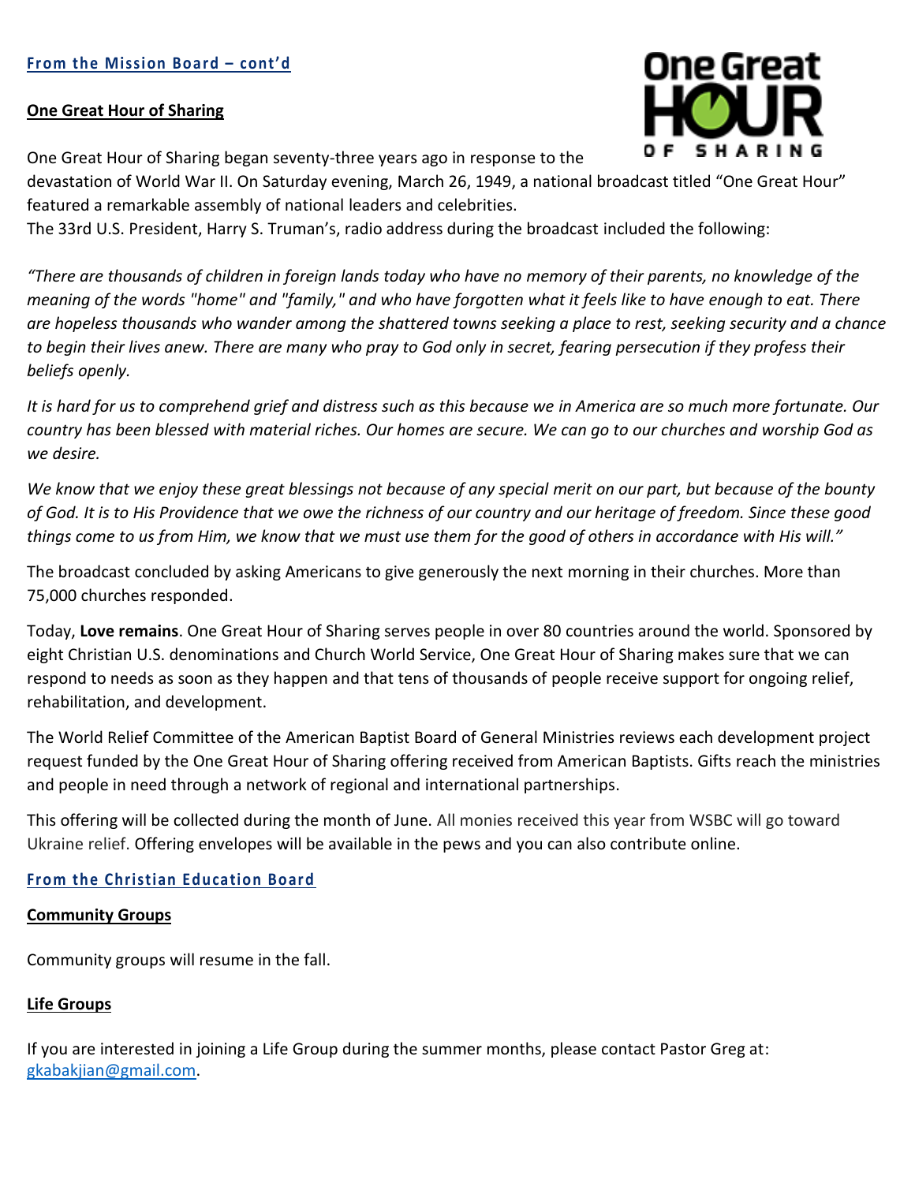## From the Mission Board – cont'd

### One Great Hour of Sharing

One Great Hour of Sharing began seventy-three years ago in response to the devastation of World War II. On Saturday evening, March 26, 1949, a national broadcast titled "One Great Hour" featured a remarkable assembly of national leaders and celebrities.

The 33rd U.S. President, Harry S. Truman's, radio address during the broadcast included the following:

*"There are thousands of children in foreign lands today who have no memory of their parents, no knowledge of the meaning of the words "home" and "family," and who have forgotten what it feels like to have enough to eat. There are hopeless thousands who wander among the shattered towns seeking a place to rest, seeking security and a chance to begin their lives anew. There are many who pray to God only in secret, fearing persecution if they profess their beliefs openly.*

*It is hard for us to comprehend grief and distress such as this because we in America are so much more fortunate. Our country has been blessed with material riches. Our homes are secure. We can go to our churches and worship God as we desire.*

*We know that we enjoy these great blessings not because of any special merit on our part, but because of the bounty of God. It is to His Providence that we owe the richness of our country and our heritage of freedom. Since these good things come to us from Him, we know that we must use them for the good of others in accordance with His will."*

The broadcast concluded by asking Americans to give generously the next morning in their churches. More than 75,000 churches responded.

Today, **Love remains**. One Great Hour of Sharing serves people in over 80 countries around the world. Sponsored by eight Christian U.S. denominations and Church World Service, One Great Hour of Sharing makes sure that we can respond to needs as soon as they happen and that tens of thousands of people receive support for ongoing relief, rehabilitation, and development.

The World Relief Committee of the American Baptist Board of General Ministries reviews each development project request funded by the One Great Hour of Sharing offering received from American Baptists. Gifts reach the ministries and people in need through a network of regional and international partnerships.

This offering will be collected during the month of June. All monies received this year from WSBC will go toward Ukraine relief. Offering envelopes will be available in the pews and you can also contribute online.

## From the Christian Education Board

### Community Groups

Community groups will resume in the fall.

### Life Groups

If you are interested in joining a Life Group during the summer months, please contact Pastor Greg at: gkabakjian@gmail.com.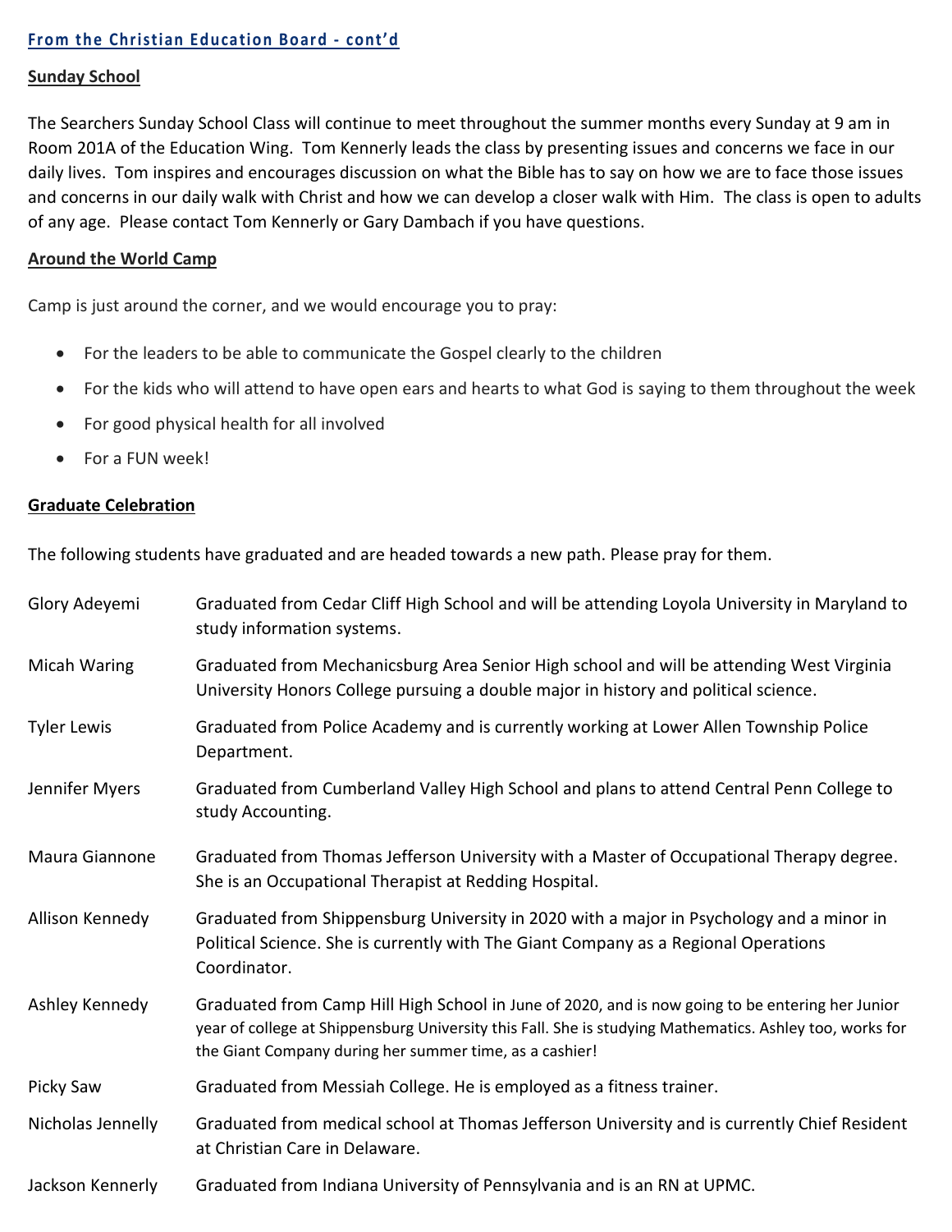## From the Christian Education Board - cont'd

### Sunday School

The Searchers Sunday School Class will continue to meet throughout the summer months every Sunday at 9 am in Room 201A of the Education Wing. Tom Kennerly leads the class by presenting issues and concerns we face in our daily lives. Tom inspires and encourages discussion on what the Bible has to say on how we are to face those issues and concerns in our daily walk with Christ and how we can develop a closer walk with Him. The class is open to adults of any age. Please contact Tom Kennerly or Gary Dambach if you have questions.

### Around the World Camp

Camp is just around the corner, and we would encourage you to pray:

- For the leaders to be able to communicate the Gospel clearly to the children
- For the kids who will attend to have open ears and hearts to what God is saying to them throughout the week
- For good physical health for all involved
- For a FUN week!

### Graduate Celebration

The following students have graduated and are headed towards a new path. Please pray for them.

| | |
|---|---|
| Glory Adeyemi | Graduated from Cedar Cliff High School and will be attending Loyola University in Maryland to study information systems. |
| Micah Waring | Graduated from Mechanicsburg Area Senior High school and will be attending West Virginia University Honors College pursuing a double major in history and political science. |
| Tyler Lewis | Graduated from Police Academy and is currently working at Lower Allen Township Police Department. |
| Jennifer Myers | Graduated from Cumberland Valley High School and plans to attend Central Penn College to study Accounting. |
| Maura Giannone | Graduated from Thomas Jefferson University with a Master of Occupational Therapy degree. She is an Occupational Therapist at Redding Hospital. |
| Allison Kennedy | Graduated from Shippensburg University in 2020 with a major in Psychology and a minor in Political Science. She is currently with The Giant Company as a Regional Operations Coordinator. |
| Ashley Kennedy | Graduated from Camp Hill High School in June of 2020, and is now going to be entering her Junior year of college at Shippensburg University this Fall. She is studying Mathematics. Ashley too, works for the Giant Company during her summer time, as a cashier! |
| Picky Saw | Graduated from Messiah College. He is employed as a fitness trainer. |
| Nicholas Jennelly | Graduated from medical school at Thomas Jefferson University and is currently Chief Resident at Christian Care in Delaware. |
| Jackson Kennerly | Graduated from Indiana University of Pennsylvania and is an RN at UPMC. |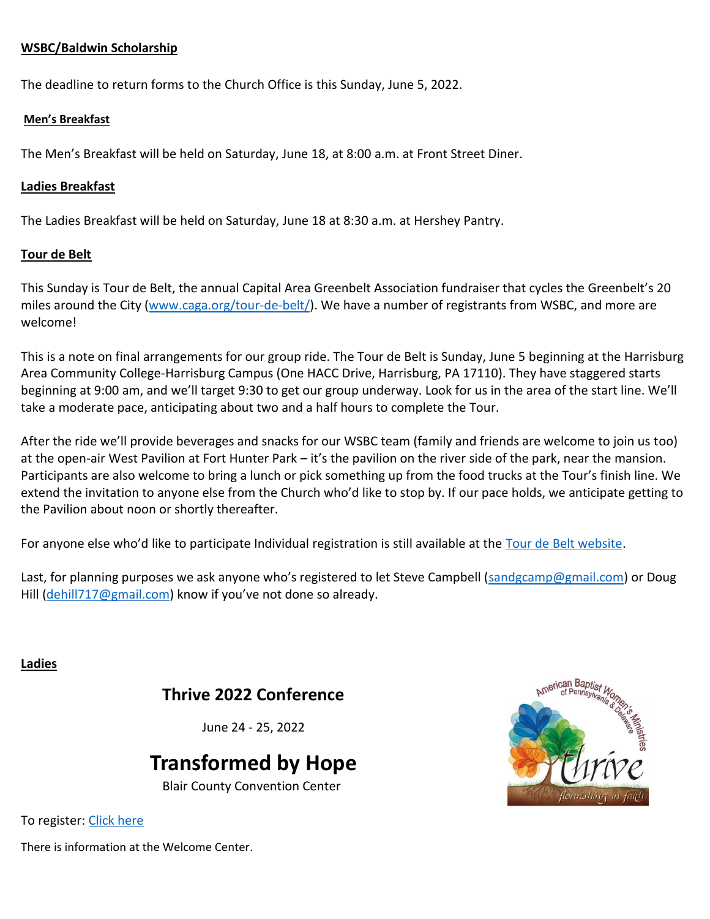**WSBC/Baldwin Scholarship**

The deadline to return forms to the Church Office is this Sunday, June 5, 2022.

**Men's Breakfast**

The Men's Breakfast will be held on Saturday, June 18, at 8:00 a.m. at Front Street Diner.

**Ladies Breakfast**

The Ladies Breakfast will be held on Saturday, June 18 at 8:30 a.m. at Hershey Pantry.

**Tour de Belt**

This Sunday is Tour de Belt, the annual Capital Area Greenbelt Association fundraiser that cycles the Greenbelt's 20 miles around the City (www.caga.org/tour-de-belt/). We have a number of registrants from WSBC, and more are welcome!

This is a note on final arrangements for our group ride. The Tour de Belt is Sunday, June 5 beginning at the Harrisburg Area Community College-Harrisburg Campus (One HACC Drive, Harrisburg, PA 17110). They have staggered starts beginning at 9:00 am, and we'll target 9:30 to get our group underway. Look for us in the area of the start line. We'll take a moderate pace, anticipating about two and a half hours to complete the Tour.

After the ride we'll provide beverages and snacks for our WSBC team (family and friends are welcome to join us too) at the open-air West Pavilion at Fort Hunter Park – it's the pavilion on the river side of the park, near the mansion. Participants are also welcome to bring a lunch or pick something up from the food trucks at the Tour's finish line. We extend the invitation to anyone else from the Church who'd like to stop by. If our pace holds, we anticipate getting to the Pavilion about noon or shortly thereafter.

For anyone else who'd like to participate Individual registration is still available at the Tour de Belt website.

Last, for planning purposes we ask anyone who's registered to let Steve Campbell (sandgcamp@gmail.com) or Doug Hill (dehill717@gmail.com) know if you've not done so already.

**Ladies**

## Thrive 2022 Conference

June 24 - 25, 2022

# Transformed by Hope

Blair County Convention Center

To register: Click here

There is information at the Welcome Center.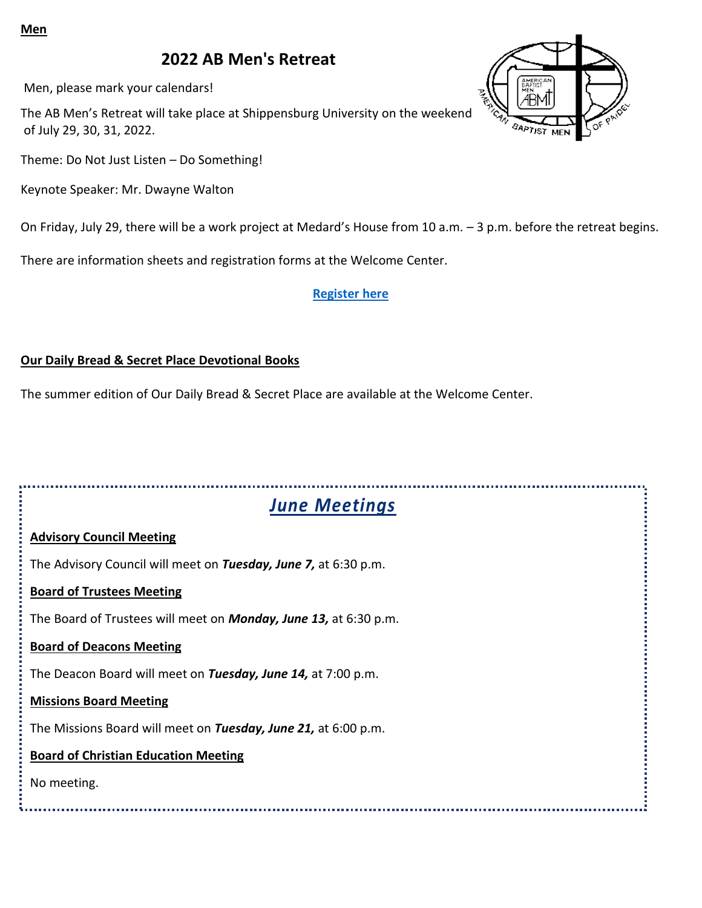**Men**

## 2022 AB Men's Retreat

Men, please mark your calendars!

The AB Men's Retreat will take place at Shippensburg University on the weekend of July 29, 30, 31, 2022.

Theme: Do Not Just Listen – Do Something!

Keynote Speaker: Mr. Dwayne Walton

On Friday, July 29, there will be a work project at Medard's House from 10 a.m. – 3 p.m. before the retreat begins.

There are information sheets and registration forms at the Welcome Center.

**Register here**

**Our Daily Bread & Secret Place Devotional Books**

The summer edition of Our Daily Bread & Secret Place are available at the Welcome Center.

## *June Meetings*

**Advisory Council Meeting**

The Advisory Council will meet on ***Tuesday, June 7,*** at 6:30 p.m.

**Board of Trustees Meeting**

The Board of Trustees will meet on ***Monday, June 13,*** at 6:30 p.m.

**Board of Deacons Meeting**

The Deacon Board will meet on ***Tuesday, June 14,*** at 7:00 p.m.

**Missions Board Meeting**

The Missions Board will meet on ***Tuesday, June 21,*** at 6:00 p.m.

**Board of Christian Education Meeting**

No meeting.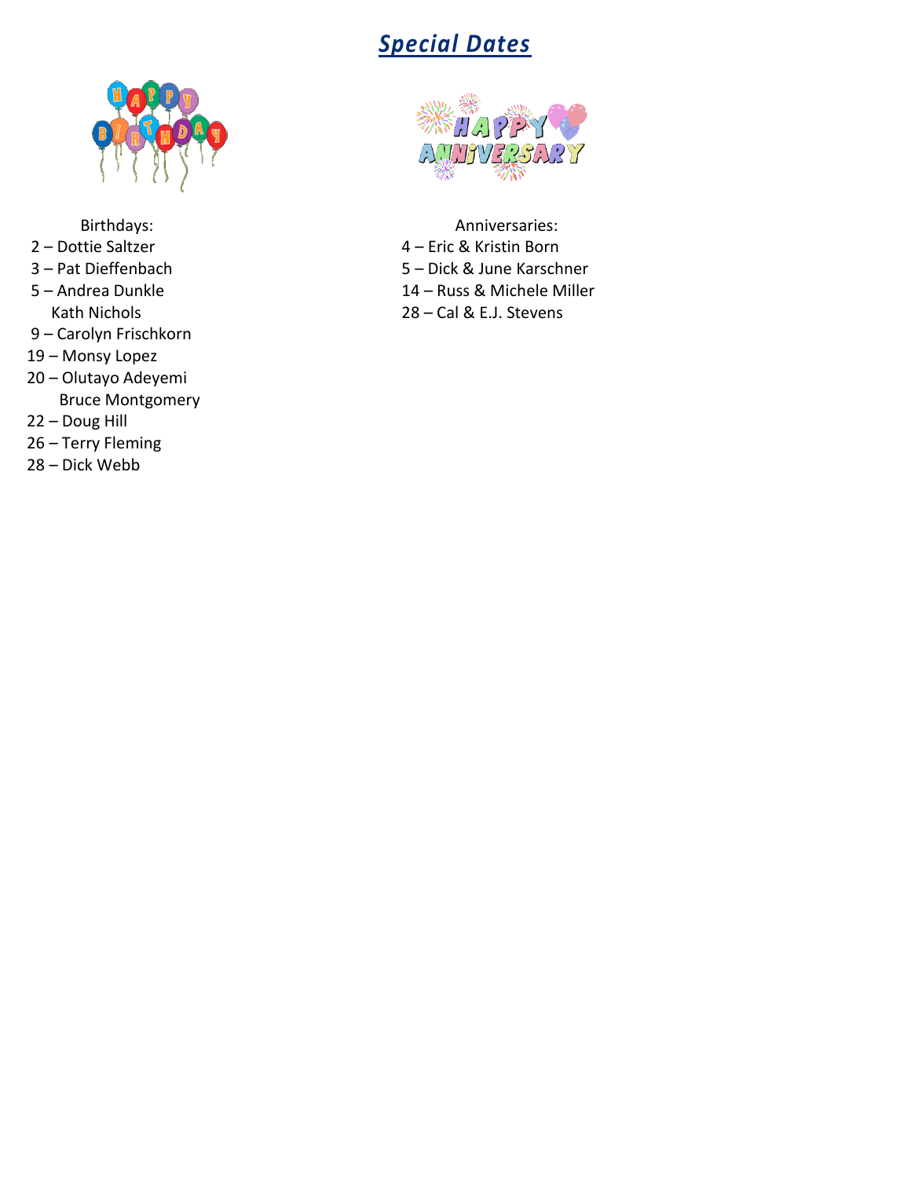## ***Special Dates***

Birthdays:

2 – Dottie Saltzer

3 – Pat Dieffenbach

5 – Andrea Dunkle
Kath Nichols

9 – Carolyn Frischkorn

19 – Monsy Lopez

20 – Olutayo Adeyemi
Bruce Montgomery

22 – Doug Hill

26 – Terry Fleming

28 – Dick Webb

Anniversaries:

4 – Eric & Kristin Born

5 – Dick & June Karschner

14 – Russ & Michele Miller

28 – Cal & E.J. Stevens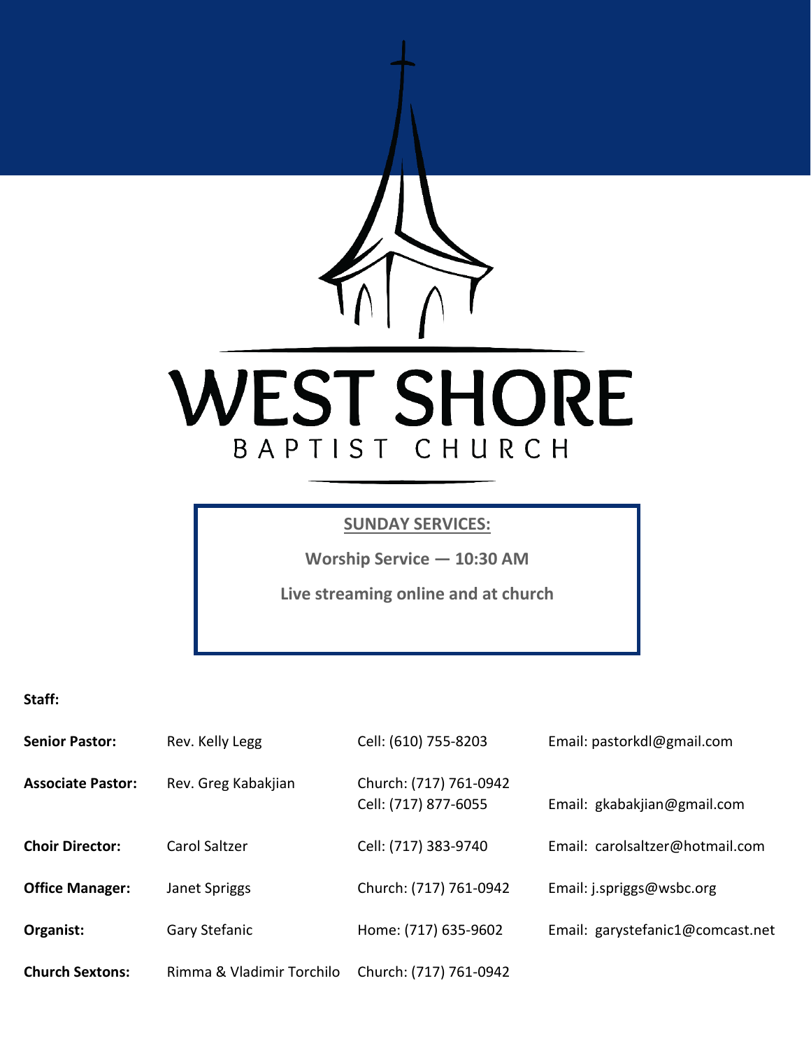# WEST SHORE

## BAPTIST CHURCH

**SUNDAY SERVICES:**

**Worship Service — 10:30 AM**

**Live streaming online and at church**

**Staff:**

| | | | |
|---|---|---|---|
| **Senior Pastor:** | Rev. Kelly Legg | Cell: (610) 755-8203 | Email: pastorkdl@gmail.com |
| **Associate Pastor:** | Rev. Greg Kabakjian | Church: (717) 761-0942<br>Cell: (717) 877-6055 | Email: gkabakjian@gmail.com |
| **Choir Director:** | Carol Saltzer | Cell: (717) 383-9740 | Email: carolsaltzer@hotmail.com |
| **Office Manager:** | Janet Spriggs | Church: (717) 761-0942 | Email: j.spriggs@wsbc.org |
| **Organist:** | Gary Stefanic | Home: (717) 635-9602 | Email: garystefanic1@comcast.net |
| **Church Sextons:** | Rimma & Vladimir Torchilo | Church: (717) 761-0942 | |